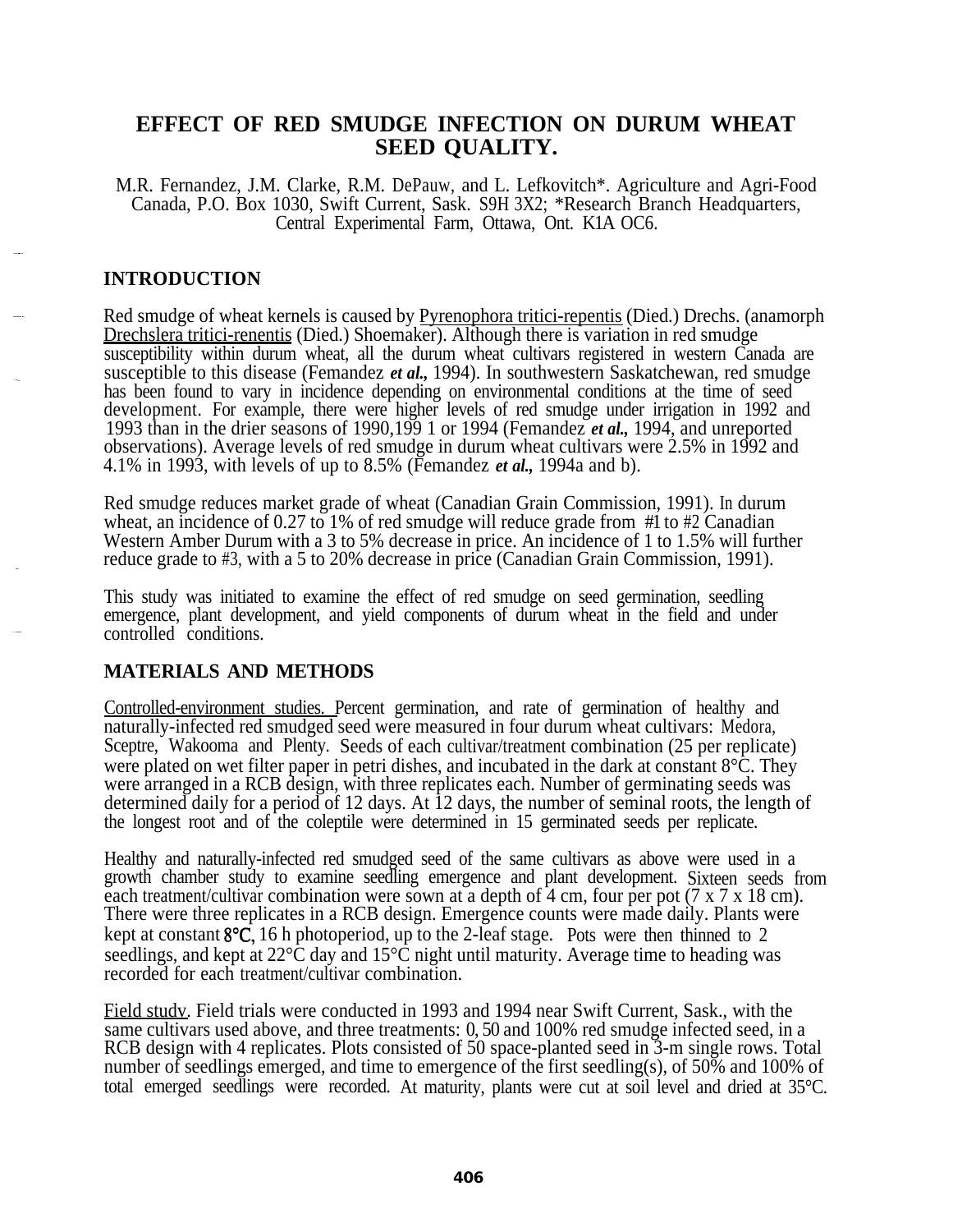# EFFECT OF RED SMUDGE INFECTION ON DURUM WHEAT SEED QUALITY.

M.R. Fernandez, J.M. Clarke, R.M. DePauw, and L. Lefkovitch*. Agriculture and Agri-Food Canada, P.O. Box 1030, Swift Current, Sask. S9H 3X2; *Research Branch Headquarters, Central Experimental Farm, Ottawa, Ont. K1A OC6.

## INTRODUCTION

Red smudge of wheat kernels is caused by Pyrenophora tritici-repentis (Died.) Drechs. (anamorph Drechslera tritici-renentis (Died.) Shoemaker). Although there is variation in red smudge susceptibility within durum wheat, all the durum wheat cultivars registered in western Canada are susceptible to this disease (Femandez *et al.*, 1994). In southwestern Saskatchewan, red smudge has been found to vary in incidence depending on environmental conditions at the time of seed development. For example, there were higher levels of red smudge under irrigation in 1992 and 1993 than in the drier seasons of 1990,199 1 or 1994 (Femandez *et al.*, 1994, and unreported observations). Average levels of red smudge in durum wheat cultivars were 2.5% in 1992 and 4.1% in 1993, with levels of up to 8.5% (Femandez *et al.*, 1994a and b).

Red smudge reduces market grade of wheat (Canadian Grain Commission, 1991). In durum wheat, an incidence of 0.27 to 1% of red smudge will reduce grade from #1 to #2 Canadian Western Amber Durum with a 3 to 5% decrease in price. An incidence of 1 to 1.5% will further reduce grade to #3, with a 5 to 20% decrease in price (Canadian Grain Commission, 1991).

This study was initiated to examine the effect of red smudge on seed germination, seedling emergence, plant development, and yield components of durum wheat in the field and under controlled conditions.

## MATERIALS AND METHODS

Controlled-environment studies. Percent germination, and rate of germination of healthy and naturally-infected red smudged seed were measured in four durum wheat cultivars: Medora, Sceptre, Wakooma and Plenty. Seeds of each cultivar/treatment combination (25 per replicate) were plated on wet filter paper in petri dishes, and incubated in the dark at constant 8°C. They were arranged in a RCB design, with three replicates each. Number of germinating seeds was determined daily for a period of 12 days. At 12 days, the number of seminal roots, the length of the longest root and of the coleptile were determined in 15 germinated seeds per replicate.

Healthy and naturally-infected red smudged seed of the same cultivars as above were used in a growth chamber study to examine seedling emergence and plant development. Sixteen seeds from each treatment/cultivar combination were sown at a depth of 4 cm, four per pot (7 x 7 x 18 cm). There were three replicates in a RCB design. Emergence counts were made daily. Plants were kept at constant 8°C, 16 h photoperiod, up to the 2-leaf stage. Pots were then thinned to 2 seedlings, and kept at 22°C day and 15°C night until maturity. Average time to heading was recorded for each treatment/cultivar combination.

Field studv. Field trials were conducted in 1993 and 1994 near Swift Current, Sask., with the same cultivars used above, and three treatments: 0, 50 and 100% red smudge infected seed, in a RCB design with 4 replicates. Plots consisted of 50 space-planted seed in 3-m single rows. Total number of seedlings emerged, and time to emergence of the first seedling(s), of 50% and 100% of total emerged seedlings were recorded. At maturity, plants were cut at soil level and dried at 35°C.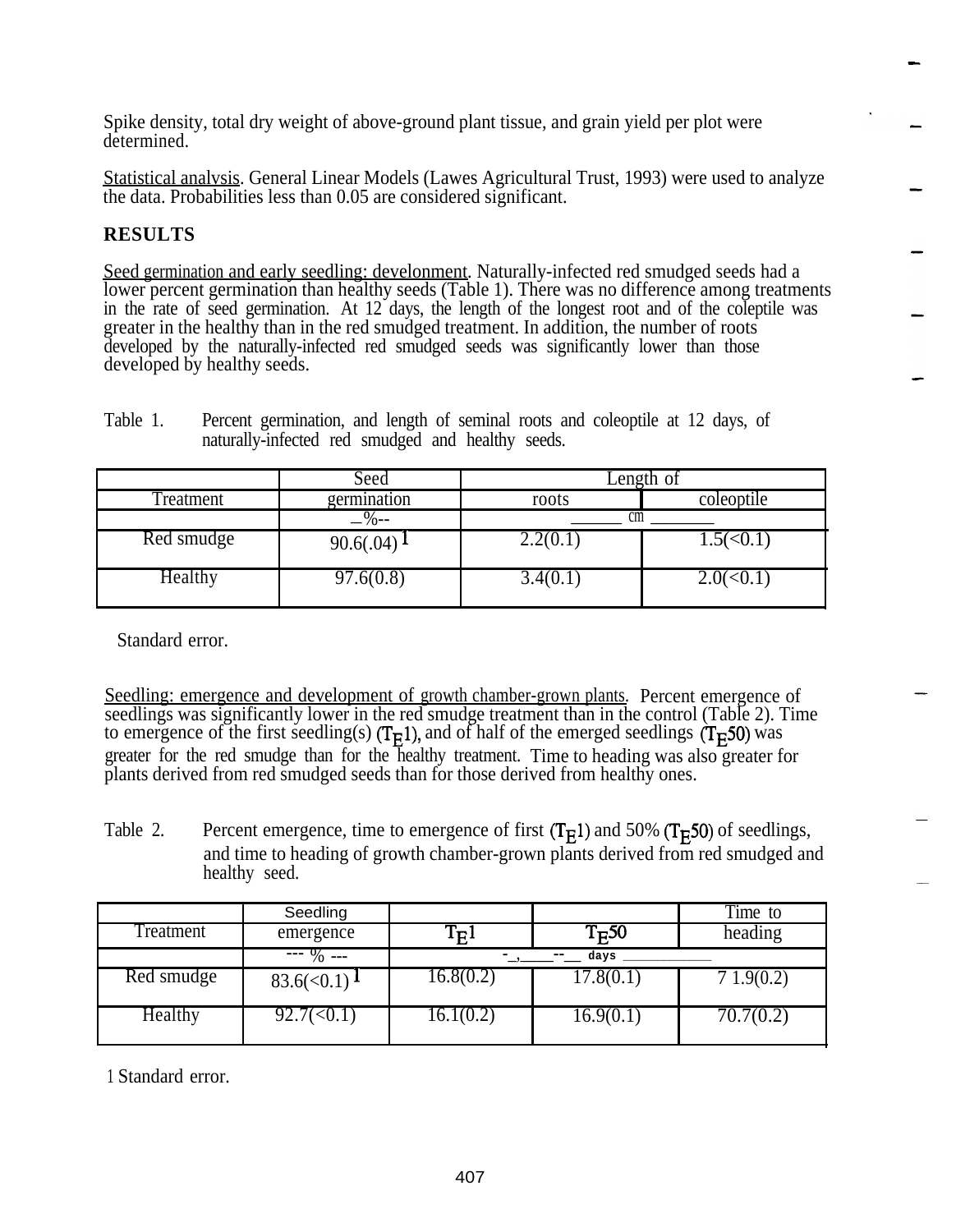Spike density, total dry weight of above-ground plant tissue, and grain yield per plot were determined.

Statistical analvsis. General Linear Models (Lawes Agricultural Trust, 1993) were used to analyze the data. Probabilities less than 0.05 are considered significant.

## RESULTS

Seed germination and early seedling: develonment. Naturally-infected red smudged seeds had a lower percent germination than healthy seeds (Table 1). There was no difference among treatments in the rate of seed germination. At 12 days, the length of the longest root and of the coleptile was greater in the healthy than in the red smudged treatment. In addition, the number of roots developed by the naturally-infected red smudged seeds was significantly lower than those developed by healthy seeds.

Table 1. Percent germination, and length of seminal roots and coleoptile at 12 days, of naturally-infected red smudged and healthy seeds.

| | Seed | Length of | |
|---|---|---|---|
| Treatment | germination | roots | coleoptile |
| | --%-- | cm | |
| Red smudge | 90.6(.04) [1] | 2.2(0.1) | 1.5(<0.1) |
| Healthy | 97.6(0.8) | 3.4(0.1) | 2.0(<0.1) |

Standard error.

Seedling: emergence and development of growth chamber-grown plants. Percent emergence of seedlings was significantly lower in the red smudge treatment than in the control (Table 2). Time to emergence of the first seedling(s) ($T_E1$), and of half of the emerged seedlings ($T_E50$) was greater for the red smudge than for the healthy treatment. Time to heading was also greater for plants derived from red smudged seeds than for those derived from healthy ones.

Table 2. Percent emergence, time to emergence of first ($T_E1$) and 50% ($T_E50$) of seedlings, and time to heading of growth chamber-grown plants derived from red smudged and healthy seed.

| | Seedling | | | Time to |
|---|---|---|---|---|
| Treatment | emergence | $T_E1$ | $T_E50$ | heading |
| | --- % --- | days | | |
| Red smudge | 83.6(<0.1) [1] | 16.8(0.2) | 17.8(0.1) | 7 1.9(0.2) |
| Healthy | 92.7(<0.1) | 16.1(0.2) | 16.9(0.1) | 70.7(0.2) |

1 Standard error.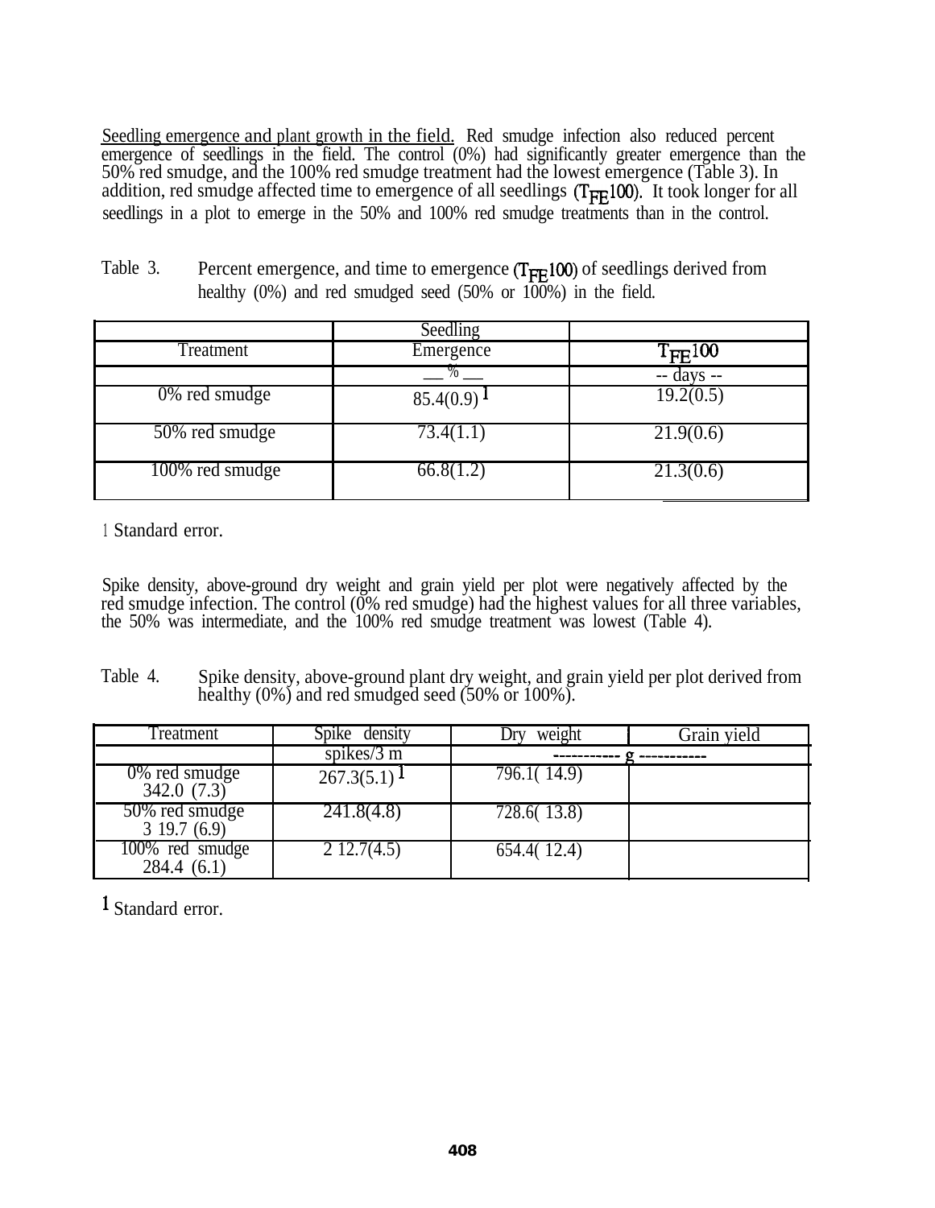Seedling emergence and plant growth in the field. Red smudge infection also reduced percent emergence of seedlings in the field. The control (0%) had significantly greater emergence than the 50% red smudge, and the 100% red smudge treatment had the lowest emergence (Table 3). In addition, red smudge affected time to emergence of all seedlings ($T_{FE}100$). It took longer for all seedlings in a plot to emerge in the 50% and 100% red smudge treatments than in the control.

Table 3. Percent emergence, and time to emergence ($T_{FE}100$) of seedlings derived from healthy (0%) and red smudged seed (50% or 100%) in the field.

| Treatment | Seedling Emergence | $T_{FE}100$ |
|---|---|---|
| | — % — | -- days -- |
| 0% red smudge | 85.4(0.9) [1] | 19.2(0.5) |
| 50% red smudge | 73.4(1.1) | 21.9(0.6) |
| 100% red smudge | 66.8(1.2) | 21.3(0.6) |

[1] Standard error.

Spike density, above-ground dry weight and grain yield per plot were negatively affected by the red smudge infection. The control (0% red smudge) had the highest values for all three variables, the 50% was intermediate, and the 100% red smudge treatment was lowest (Table 4).

Table 4. Spike density, above-ground plant dry weight, and grain yield per plot derived from healthy (0%) and red smudged seed (50% or 100%).

| Treatment | Spike density | Dry weight | Grain yield |
|---|---|---|---|
| | spikes/3 m | ----------- g ----------- | |
| 0% red smudge 342.0 (7.3) | 267.3(5.1) [1] | 796.1( 14.9) | |
| 50% red smudge 3 19.7 (6.9) | 241.8(4.8) | 728.6( 13.8) | |
| 100% red smudge 284.4 (6.1) | 2 12.7(4.5) | 654.4( 12.4) | |

[1] Standard error.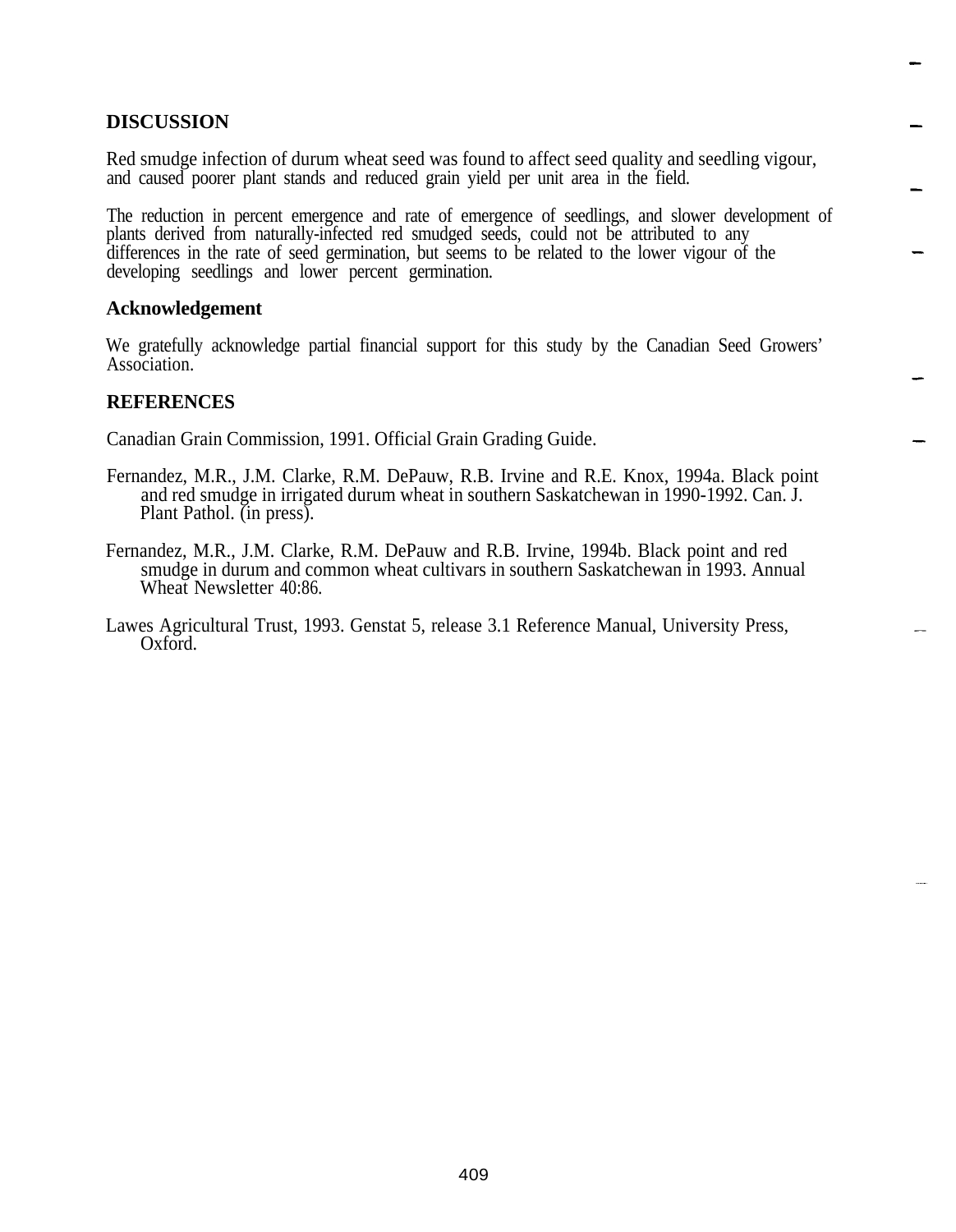## DISCUSSION

Red smudge infection of durum wheat seed was found to affect seed quality and seedling vigour, and caused poorer plant stands and reduced grain yield per unit area in the field.

The reduction in percent emergence and rate of emergence of seedlings, and slower development of plants derived from naturally-infected red smudged seeds, could not be attributed to any differences in the rate of seed germination, but seems to be related to the lower vigour of the developing seedlings and lower percent germination.

## Acknowledgement

We gratefully acknowledge partial financial support for this study by the Canadian Seed Growers' Association.

## REFERENCES

Canadian Grain Commission, 1991. Official Grain Grading Guide.

Fernandez, M.R., J.M. Clarke, R.M. DePauw, R.B. Irvine and R.E. Knox, 1994a. Black point and red smudge in irrigated durum wheat in southern Saskatchewan in 1990-1992. Can. J. Plant Pathol. (in press).

Fernandez, M.R., J.M. Clarke, R.M. DePauw and R.B. Irvine, 1994b. Black point and red smudge in durum and common wheat cultivars in southern Saskatchewan in 1993. Annual Wheat Newsletter 40:86.

Lawes Agricultural Trust, 1993. Genstat 5, release 3.1 Reference Manual, University Press, Oxford.